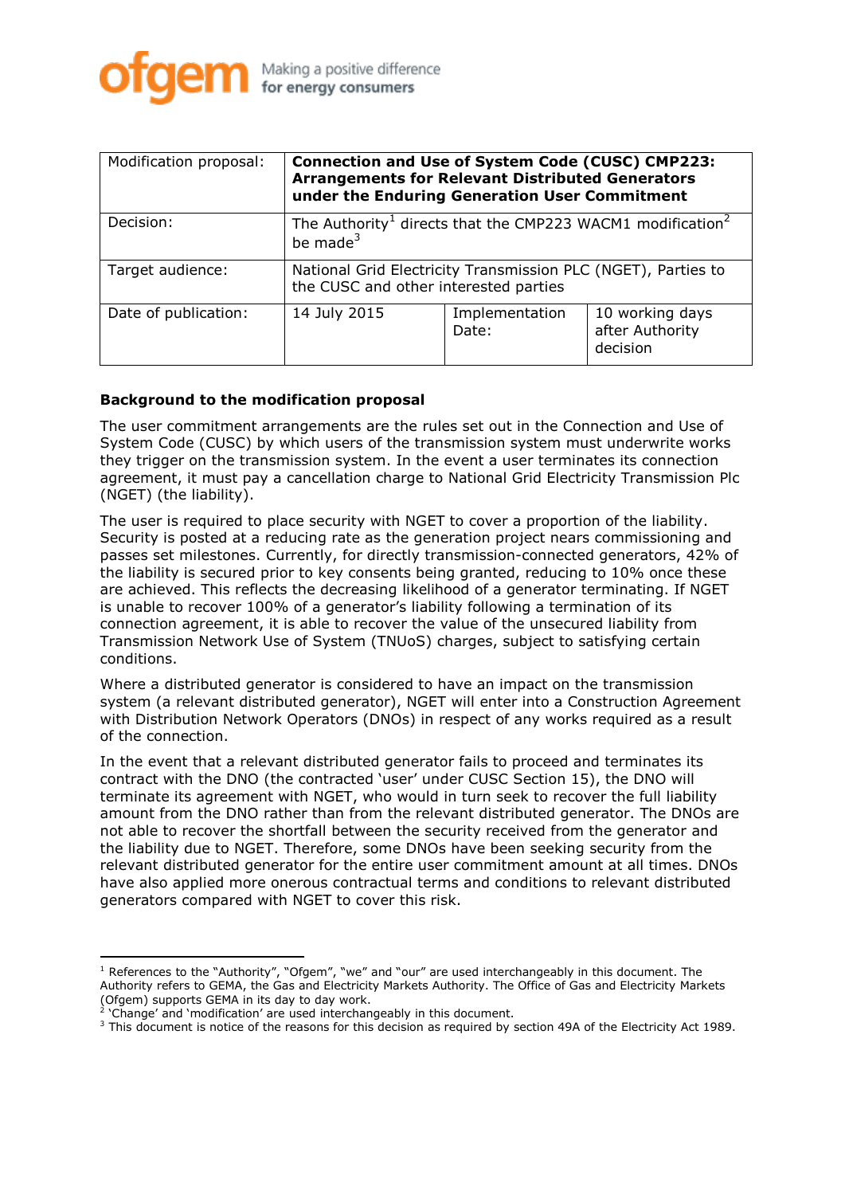ofgem Making a positive difference for energy consumers

| | | | |
|---|---|---|---|
| Modification proposal: | **Connection and Use of System Code (CUSC) CMP223: Arrangements for Relevant Distributed Generators under the Enduring Generation User Commitment** | | |
| Decision: | The Authority[1] directs that the CMP223 WACM1 modification[2] be made[3] | | |
| Target audience: | National Grid Electricity Transmission PLC (NGET), Parties to the CUSC and other interested parties | | |
| Date of publication: | 14 July 2015 | Implementation Date: | 10 working days after Authority decision |

**Background to the modification proposal**

The user commitment arrangements are the rules set out in the Connection and Use of System Code (CUSC) by which users of the transmission system must underwrite works they trigger on the transmission system. In the event a user terminates its connection agreement, it must pay a cancellation charge to National Grid Electricity Transmission Plc (NGET) (the liability).

The user is required to place security with NGET to cover a proportion of the liability. Security is posted at a reducing rate as the generation project nears commissioning and passes set milestones. Currently, for directly transmission-connected generators, 42% of the liability is secured prior to key consents being granted, reducing to 10% once these are achieved. This reflects the decreasing likelihood of a generator terminating. If NGET is unable to recover 100% of a generator's liability following a termination of its connection agreement, it is able to recover the value of the unsecured liability from Transmission Network Use of System (TNUoS) charges, subject to satisfying certain conditions.

Where a distributed generator is considered to have an impact on the transmission system (a relevant distributed generator), NGET will enter into a Construction Agreement with Distribution Network Operators (DNOs) in respect of any works required as a result of the connection.

In the event that a relevant distributed generator fails to proceed and terminates its contract with the DNO (the contracted 'user' under CUSC Section 15), the DNO will terminate its agreement with NGET, who would in turn seek to recover the full liability amount from the DNO rather than from the relevant distributed generator. The DNOs are not able to recover the shortfall between the security received from the generator and the liability due to NGET. Therefore, some DNOs have been seeking security from the relevant distributed generator for the entire user commitment amount at all times. DNOs have also applied more onerous contractual terms and conditions to relevant distributed generators compared with NGET to cover this risk.

---

[1] References to the "Authority", "Ofgem", "we" and "our" are used interchangeably in this document. The Authority refers to GEMA, the Gas and Electricity Markets Authority. The Office of Gas and Electricity Markets (Ofgem) supports GEMA in its day to day work.

[2] 'Change' and 'modification' are used interchangeably in this document.

[3] This document is notice of the reasons for this decision as required by section 49A of the Electricity Act 1989.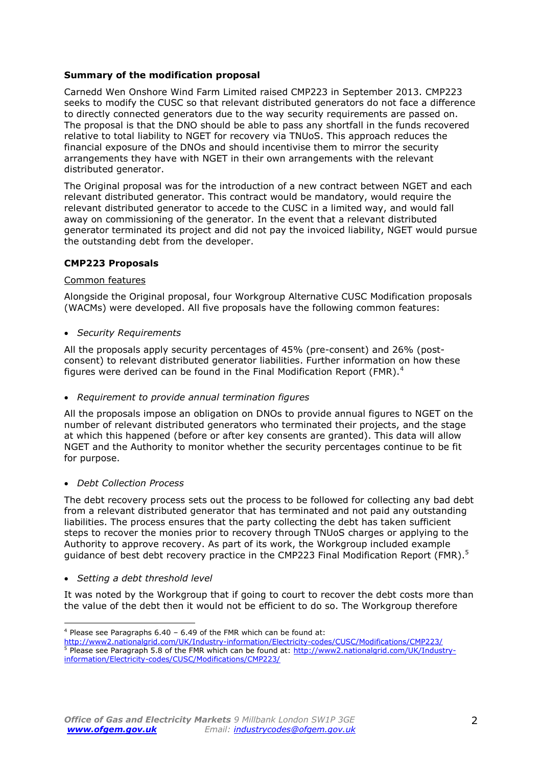**Summary of the modification proposal**

Carnedd Wen Onshore Wind Farm Limited raised CMP223 in September 2013. CMP223 seeks to modify the CUSC so that relevant distributed generators do not face a difference to directly connected generators due to the way security requirements are passed on. The proposal is that the DNO should be able to pass any shortfall in the funds recovered relative to total liability to NGET for recovery via TNUoS. This approach reduces the financial exposure of the DNOs and should incentivise them to mirror the security arrangements they have with NGET in their own arrangements with the relevant distributed generator.

The Original proposal was for the introduction of a new contract between NGET and each relevant distributed generator. This contract would be mandatory, would require the relevant distributed generator to accede to the CUSC in a limited way, and would fall away on commissioning of the generator. In the event that a relevant distributed generator terminated its project and did not pay the invoiced liability, NGET would pursue the outstanding debt from the developer.

**CMP223 Proposals**

Common features

Alongside the Original proposal, four Workgroup Alternative CUSC Modification proposals (WACMs) were developed. All five proposals have the following common features:

- *Security Requirements*

All the proposals apply security percentages of 45% (pre-consent) and 26% (post-consent) to relevant distributed generator liabilities. Further information on how these figures were derived can be found in the Final Modification Report (FMR).[4]

- *Requirement to provide annual termination figures*

All the proposals impose an obligation on DNOs to provide annual figures to NGET on the number of relevant distributed generators who terminated their projects, and the stage at which this happened (before or after key consents are granted). This data will allow NGET and the Authority to monitor whether the security percentages continue to be fit for purpose.

- *Debt Collection Process*

The debt recovery process sets out the process to be followed for collecting any bad debt from a relevant distributed generator that has terminated and not paid any outstanding liabilities. The process ensures that the party collecting the debt has taken sufficient steps to recover the monies prior to recovery through TNUoS charges or applying to the Authority to approve recovery. As part of its work, the Workgroup included example guidance of best debt recovery practice in the CMP223 Final Modification Report (FMR).[5]

- *Setting a debt threshold level*

It was noted by the Workgroup that if going to court to recover the debt costs more than the value of the debt then it would not be efficient to do so. The Workgroup therefore

[4] Please see Paragraphs 6.40 – 6.49 of the FMR which can be found at: http://www2.nationalgrid.com/UK/Industry-information/Electricity-codes/CUSC/Modifications/CMP223/

[5] Please see Paragraph 5.8 of the FMR which can be found at: http://www2.nationalgrid.com/UK/Industry-information/Electricity-codes/CUSC/Modifications/CMP223/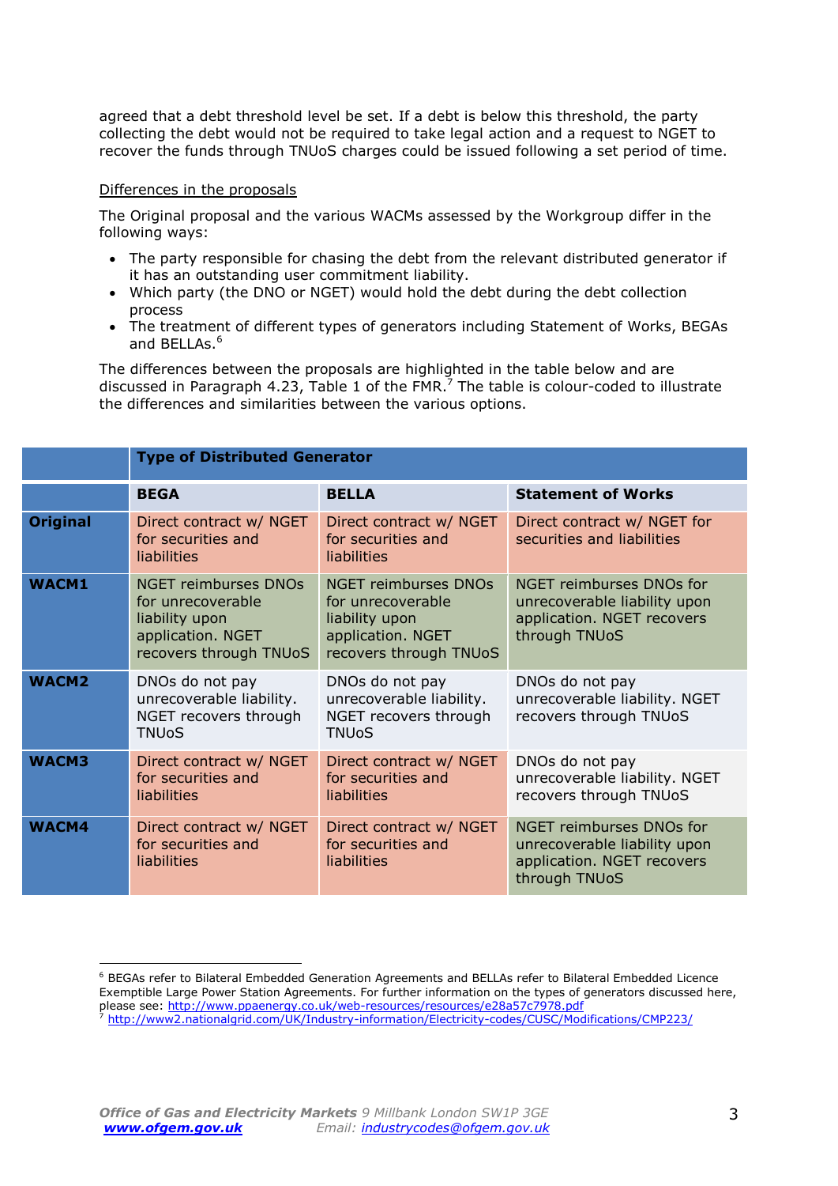agreed that a debt threshold level be set. If a debt is below this threshold, the party collecting the debt would not be required to take legal action and a request to NGET to recover the funds through TNUoS charges could be issued following a set period of time.

Differences in the proposals

The Original proposal and the various WACMs assessed by the Workgroup differ in the following ways:

- The party responsible for chasing the debt from the relevant distributed generator if it has an outstanding user commitment liability.
- Which party (the DNO or NGET) would hold the debt during the debt collection process
- The treatment of different types of generators including Statement of Works, BEGAs and BELLAs.[6]

The differences between the proposals are highlighted in the table below and are discussed in Paragraph 4.23, Table 1 of the FMR.[7] The table is colour-coded to illustrate the differences and similarities between the various options.

| | **Type of Distributed Generator** | | |
|---|---|---|---|
| | **BEGA** | **BELLA** | **Statement of Works** |
| **Original** | Direct contract w/ NGET for securities and liabilities | Direct contract w/ NGET for securities and liabilities | Direct contract w/ NGET for securities and liabilities |
| **WACM1** | NGET reimburses DNOs for unrecoverable liability upon application. NGET recovers through TNUoS | NGET reimburses DNOs for unrecoverable liability upon application. NGET recovers through TNUoS | NGET reimburses DNOs for unrecoverable liability upon application. NGET recovers through TNUoS |
| **WACM2** | DNOs do not pay unrecoverable liability. NGET recovers through TNUoS | DNOs do not pay unrecoverable liability. NGET recovers through TNUoS | DNOs do not pay unrecoverable liability. NGET recovers through TNUoS |
| **WACM3** | Direct contract w/ NGET for securities and liabilities | Direct contract w/ NGET for securities and liabilities | DNOs do not pay unrecoverable liability. NGET recovers through TNUoS |
| **WACM4** | Direct contract w/ NGET for securities and liabilities | Direct contract w/ NGET for securities and liabilities | NGET reimburses DNOs for unrecoverable liability upon application. NGET recovers through TNUoS |

[6] BEGAs refer to Bilateral Embedded Generation Agreements and BELLAs refer to Bilateral Embedded Licence Exemptible Large Power Station Agreements. For further information on the types of generators discussed here, please see: http://www.ppaenergy.co.uk/web-resources/resources/e28a57c7978.pdf

[7] http://www2.nationalgrid.com/UK/Industry-information/Electricity-codes/CUSC/Modifications/CMP223/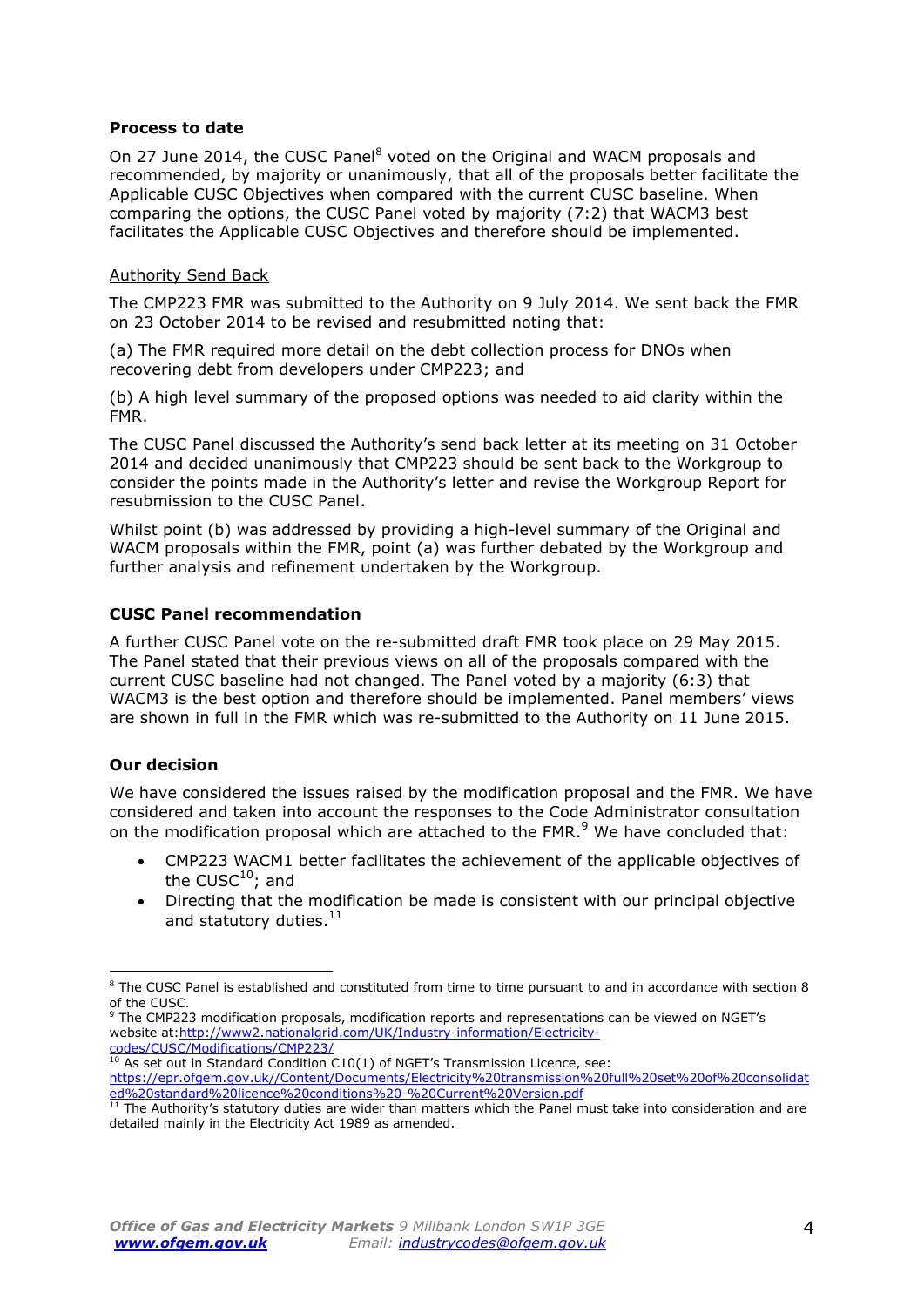**Process to date**

On 27 June 2014, the CUSC Panel[8] voted on the Original and WACM proposals and recommended, by majority or unanimously, that all of the proposals better facilitate the Applicable CUSC Objectives when compared with the current CUSC baseline. When comparing the options, the CUSC Panel voted by majority (7:2) that WACM3 best facilitates the Applicable CUSC Objectives and therefore should be implemented.

Authority Send Back

The CMP223 FMR was submitted to the Authority on 9 July 2014. We sent back the FMR on 23 October 2014 to be revised and resubmitted noting that:

(a) The FMR required more detail on the debt collection process for DNOs when recovering debt from developers under CMP223; and

(b) A high level summary of the proposed options was needed to aid clarity within the FMR.

The CUSC Panel discussed the Authority's send back letter at its meeting on 31 October 2014 and decided unanimously that CMP223 should be sent back to the Workgroup to consider the points made in the Authority's letter and revise the Workgroup Report for resubmission to the CUSC Panel.

Whilst point (b) was addressed by providing a high-level summary of the Original and WACM proposals within the FMR, point (a) was further debated by the Workgroup and further analysis and refinement undertaken by the Workgroup.

**CUSC Panel recommendation**

A further CUSC Panel vote on the re-submitted draft FMR took place on 29 May 2015. The Panel stated that their previous views on all of the proposals compared with the current CUSC baseline had not changed. The Panel voted by a majority (6:3) that WACM3 is the best option and therefore should be implemented. Panel members' views are shown in full in the FMR which was re-submitted to the Authority on 11 June 2015.

**Our decision**

We have considered the issues raised by the modification proposal and the FMR. We have considered and taken into account the responses to the Code Administrator consultation on the modification proposal which are attached to the FMR.[9] We have concluded that:

- CMP223 WACM1 better facilitates the achievement of the applicable objectives of the CUSC[10]; and
- Directing that the modification be made is consistent with our principal objective and statutory duties.[11]

---

[8] The CUSC Panel is established and constituted from time to time pursuant to and in accordance with section 8 of the CUSC.

[9] The CMP223 modification proposals, modification reports and representations can be viewed on NGET's website at:http://www2.nationalgrid.com/UK/Industry-information/Electricity-codes/CUSC/Modifications/CMP223/

[10] As set out in Standard Condition C10(1) of NGET's Transmission Licence, see: https://epr.ofgem.gov.uk//Content/Documents/Electricity%20transmission%20full%20set%20of%20consolidated%20standard%20licence%20conditions%20-%20Current%20Version.pdf

[11] The Authority's statutory duties are wider than matters which the Panel must take into consideration and are detailed mainly in the Electricity Act 1989 as amended.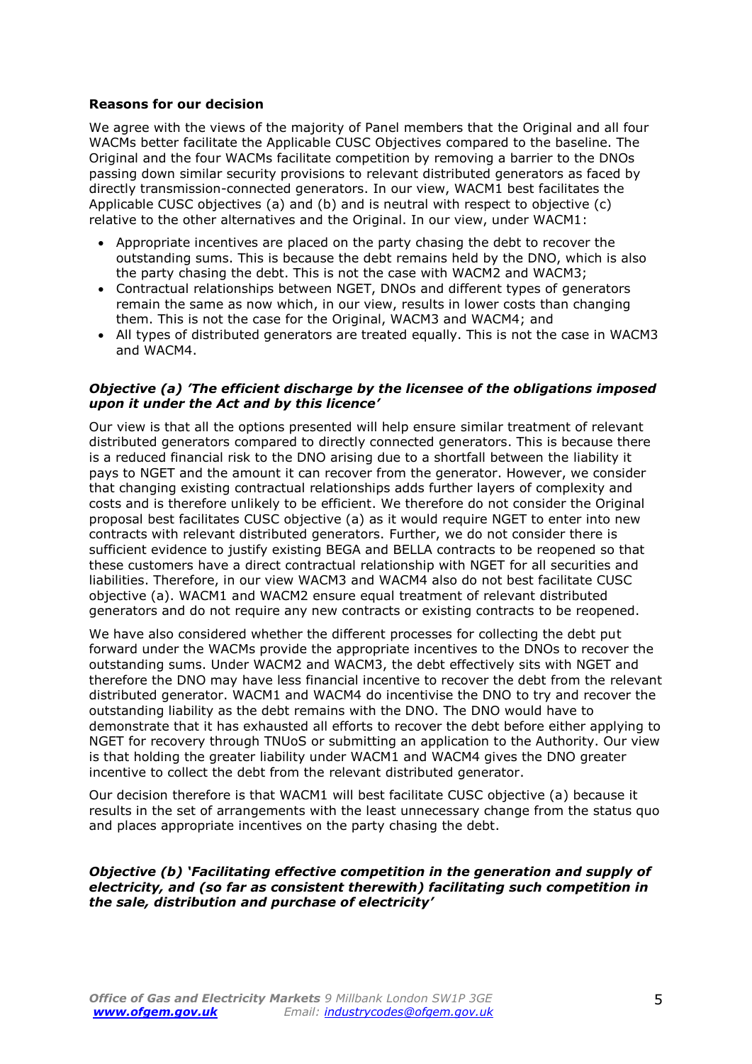**Reasons for our decision**

We agree with the views of the majority of Panel members that the Original and all four WACMs better facilitate the Applicable CUSC Objectives compared to the baseline. The Original and the four WACMs facilitate competition by removing a barrier to the DNOs passing down similar security provisions to relevant distributed generators as faced by directly transmission-connected generators. In our view, WACM1 best facilitates the Applicable CUSC objectives (a) and (b) and is neutral with respect to objective (c) relative to the other alternatives and the Original. In our view, under WACM1:

- Appropriate incentives are placed on the party chasing the debt to recover the outstanding sums. This is because the debt remains held by the DNO, which is also the party chasing the debt. This is not the case with WACM2 and WACM3;
- Contractual relationships between NGET, DNOs and different types of generators remain the same as now which, in our view, results in lower costs than changing them. This is not the case for the Original, WACM3 and WACM4; and
- All types of distributed generators are treated equally. This is not the case in WACM3 and WACM4.

***Objective (a) 'The efficient discharge by the licensee of the obligations imposed upon it under the Act and by this licence'***

Our view is that all the options presented will help ensure similar treatment of relevant distributed generators compared to directly connected generators. This is because there is a reduced financial risk to the DNO arising due to a shortfall between the liability it pays to NGET and the amount it can recover from the generator. However, we consider that changing existing contractual relationships adds further layers of complexity and costs and is therefore unlikely to be efficient. We therefore do not consider the Original proposal best facilitates CUSC objective (a) as it would require NGET to enter into new contracts with relevant distributed generators. Further, we do not consider there is sufficient evidence to justify existing BEGA and BELLA contracts to be reopened so that these customers have a direct contractual relationship with NGET for all securities and liabilities. Therefore, in our view WACM3 and WACM4 also do not best facilitate CUSC objective (a). WACM1 and WACM2 ensure equal treatment of relevant distributed generators and do not require any new contracts or existing contracts to be reopened.

We have also considered whether the different processes for collecting the debt put forward under the WACMs provide the appropriate incentives to the DNOs to recover the outstanding sums. Under WACM2 and WACM3, the debt effectively sits with NGET and therefore the DNO may have less financial incentive to recover the debt from the relevant distributed generator. WACM1 and WACM4 do incentivise the DNO to try and recover the outstanding liability as the debt remains with the DNO. The DNO would have to demonstrate that it has exhausted all efforts to recover the debt before either applying to NGET for recovery through TNUoS or submitting an application to the Authority. Our view is that holding the greater liability under WACM1 and WACM4 gives the DNO greater incentive to collect the debt from the relevant distributed generator.

Our decision therefore is that WACM1 will best facilitate CUSC objective (a) because it results in the set of arrangements with the least unnecessary change from the status quo and places appropriate incentives on the party chasing the debt.

***Objective (b) 'Facilitating effective competition in the generation and supply of electricity, and (so far as consistent therewith) facilitating such competition in the sale, distribution and purchase of electricity'***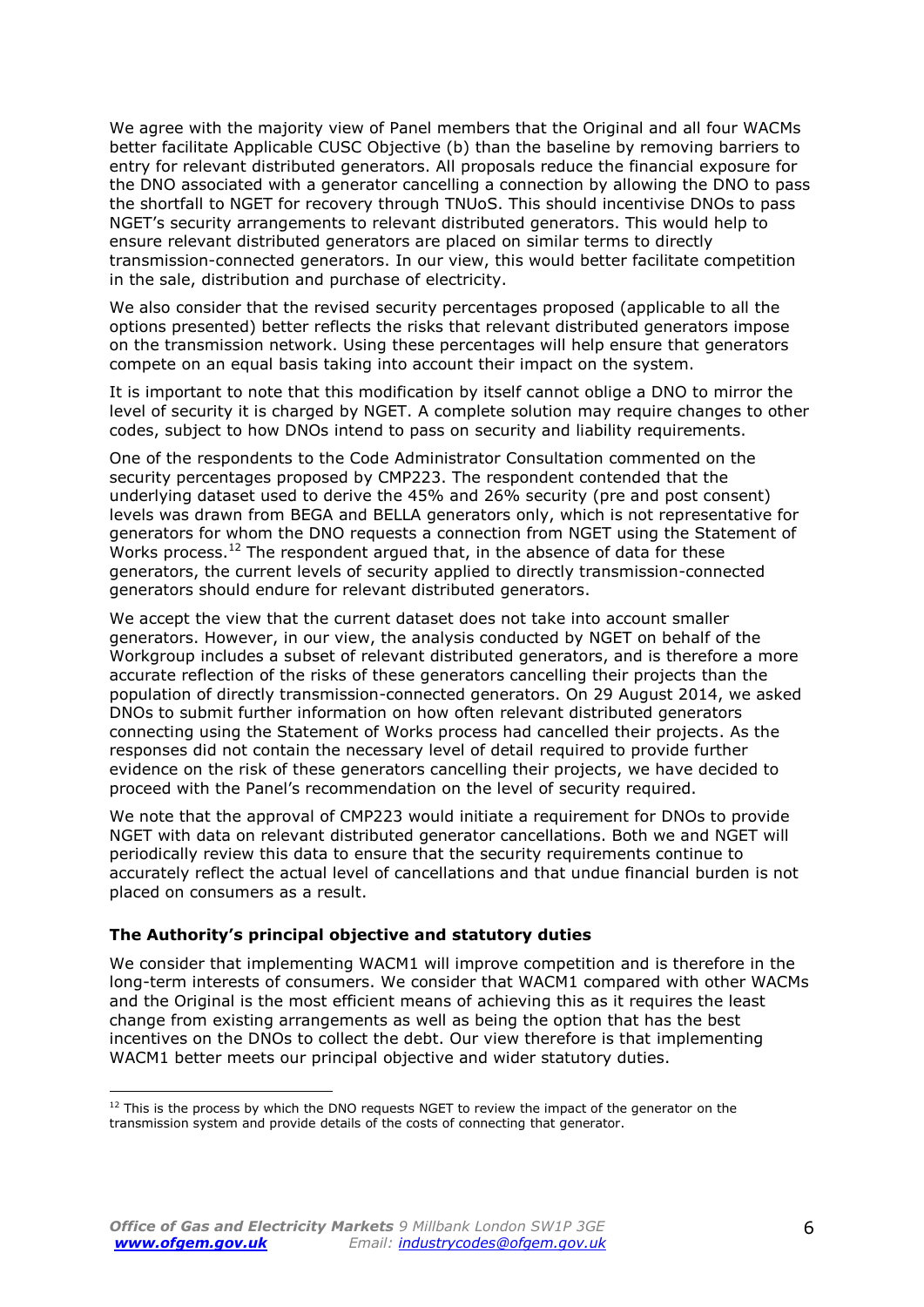We agree with the majority view of Panel members that the Original and all four WACMs better facilitate Applicable CUSC Objective (b) than the baseline by removing barriers to entry for relevant distributed generators. All proposals reduce the financial exposure for the DNO associated with a generator cancelling a connection by allowing the DNO to pass the shortfall to NGET for recovery through TNUoS. This should incentivise DNOs to pass NGET's security arrangements to relevant distributed generators. This would help to ensure relevant distributed generators are placed on similar terms to directly transmission-connected generators. In our view, this would better facilitate competition in the sale, distribution and purchase of electricity.

We also consider that the revised security percentages proposed (applicable to all the options presented) better reflects the risks that relevant distributed generators impose on the transmission network. Using these percentages will help ensure that generators compete on an equal basis taking into account their impact on the system.

It is important to note that this modification by itself cannot oblige a DNO to mirror the level of security it is charged by NGET. A complete solution may require changes to other codes, subject to how DNOs intend to pass on security and liability requirements.

One of the respondents to the Code Administrator Consultation commented on the security percentages proposed by CMP223. The respondent contended that the underlying dataset used to derive the 45% and 26% security (pre and post consent) levels was drawn from BEGA and BELLA generators only, which is not representative for generators for whom the DNO requests a connection from NGET using the Statement of Works process.[12] The respondent argued that, in the absence of data for these generators, the current levels of security applied to directly transmission-connected generators should endure for relevant distributed generators.

We accept the view that the current dataset does not take into account smaller generators. However, in our view, the analysis conducted by NGET on behalf of the Workgroup includes a subset of relevant distributed generators, and is therefore a more accurate reflection of the risks of these generators cancelling their projects than the population of directly transmission-connected generators. On 29 August 2014, we asked DNOs to submit further information on how often relevant distributed generators connecting using the Statement of Works process had cancelled their projects. As the responses did not contain the necessary level of detail required to provide further evidence on the risk of these generators cancelling their projects, we have decided to proceed with the Panel's recommendation on the level of security required.

We note that the approval of CMP223 would initiate a requirement for DNOs to provide NGET with data on relevant distributed generator cancellations. Both we and NGET will periodically review this data to ensure that the security requirements continue to accurately reflect the actual level of cancellations and that undue financial burden is not placed on consumers as a result.

**The Authority's principal objective and statutory duties**

We consider that implementing WACM1 will improve competition and is therefore in the long-term interests of consumers. We consider that WACM1 compared with other WACMs and the Original is the most efficient means of achieving this as it requires the least change from existing arrangements as well as being the option that has the best incentives on the DNOs to collect the debt. Our view therefore is that implementing WACM1 better meets our principal objective and wider statutory duties.

[12] This is the process by which the DNO requests NGET to review the impact of the generator on the transmission system and provide details of the costs of connecting that generator.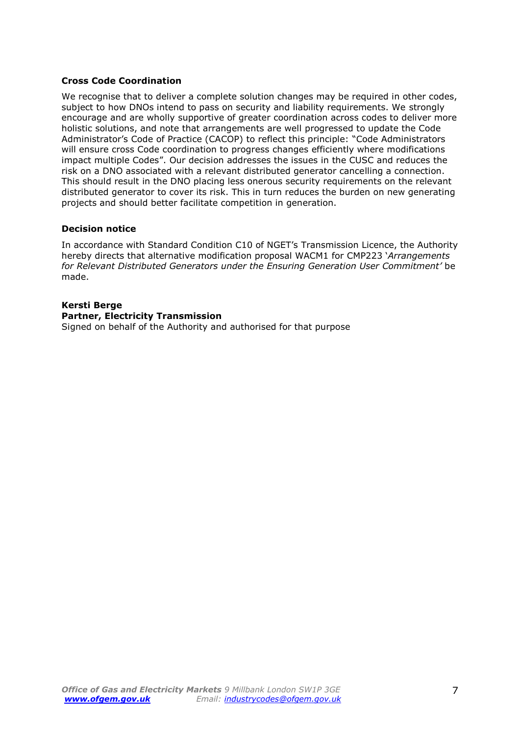**Cross Code Coordination**

We recognise that to deliver a complete solution changes may be required in other codes, subject to how DNOs intend to pass on security and liability requirements. We strongly encourage and are wholly supportive of greater coordination across codes to deliver more holistic solutions, and note that arrangements are well progressed to update the Code Administrator's Code of Practice (CACOP) to reflect this principle: "Code Administrators will ensure cross Code coordination to progress changes efficiently where modifications impact multiple Codes". Our decision addresses the issues in the CUSC and reduces the risk on a DNO associated with a relevant distributed generator cancelling a connection. This should result in the DNO placing less onerous security requirements on the relevant distributed generator to cover its risk. This in turn reduces the burden on new generating projects and should better facilitate competition in generation.

**Decision notice**

In accordance with Standard Condition C10 of NGET's Transmission Licence, the Authority hereby directs that alternative modification proposal WACM1 for CMP223 '*Arrangements for Relevant Distributed Generators under the Ensuring Generation User Commitment'* be made.

**Kersti Berge**
**Partner, Electricity Transmission**
Signed on behalf of the Authority and authorised for that purpose